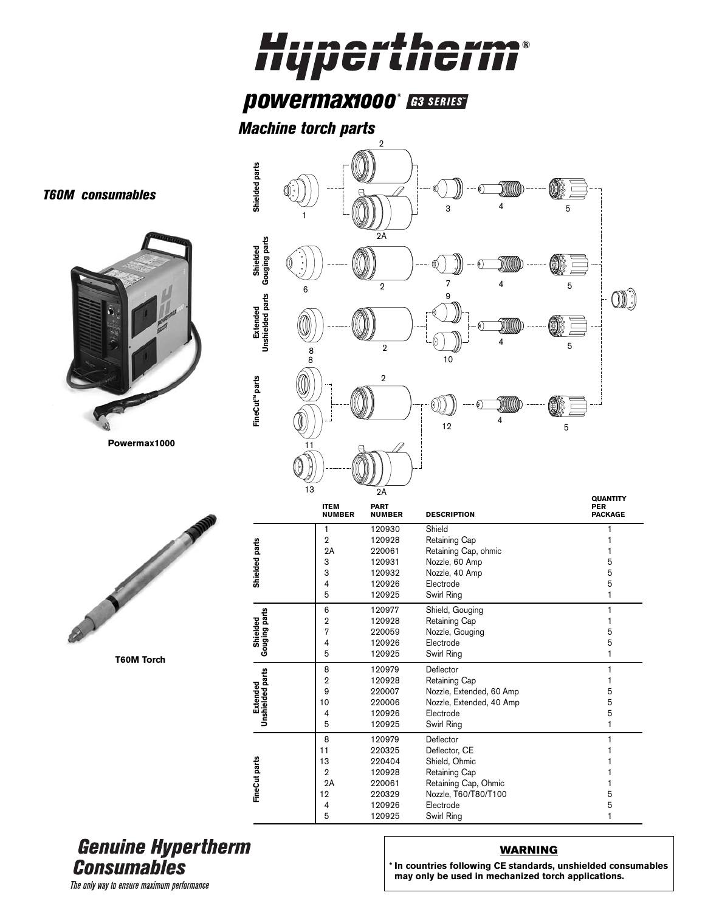# Hypertherm®

## powermax1000® G3 SERIES™

### Machine torch parts

*T60M consumables*

Powermax1000

T60M Torch

| | ITEM NUMBER | PART NUMBER | DESCRIPTION | QUANTITY PER PACKAGE |
|---|---|---|---|---|
| Shielded parts | 1 | 120930 | Shield | 1 |
| | 2 | 120928 | Retaining Cap | 1 |
| | 2A | 220061 | Retaining Cap, ohmic | 1 |
| | 3 | 120931 | Nozzle, 60 Amp | 5 |
| | 3 | 120932 | Nozzle, 40 Amp | 5 |
| | 4 | 120926 | Electrode | 5 |
| | 5 | 120925 | Swirl Ring | 1 |
| Shielded Gouging parts | 6 | 120977 | Shield, Gouging | 1 |
| | 2 | 120928 | Retaining Cap | 1 |
| | 7 | 220059 | Nozzle, Gouging | 5 |
| | 4 | 120926 | Electrode | 5 |
| | 5 | 120925 | Swirl Ring | 1 |
| Extended Unshielded parts | 8 | 120979 | Deflector | 1 |
| | 2 | 120928 | Retaining Cap | 1 |
| | 9 | 220007 | Nozzle, Extended, 60 Amp | 5 |
| | 10 | 220006 | Nozzle, Extended, 40 Amp | 5 |
| | 4 | 120926 | Electrode | 5 |
| | 5 | 120925 | Swirl Ring | 1 |
| FineCut parts | 8 | 120979 | Deflector | 1 |
| | 11 | 220325 | Deflector, CE | 1 |
| | 13 | 220404 | Shield, Ohmic | 1 |
| | 2 | 120928 | Retaining Cap | 1 |
| | 2A | 220061 | Retaining Cap, Ohmic | 1 |
| | 12 | 220329 | Nozzle, T60/T80/T100 | 5 |
| | 4 | 120926 | Electrode | 5 |
| | 5 | 120925 | Swirl Ring | 1 |

***Genuine Hypertherm Consumables***

*The only way to ensure maximum performance*

**WARNING**

**\* In countries following CE standards, unshielded consumables may only be used in mechanized torch applications.**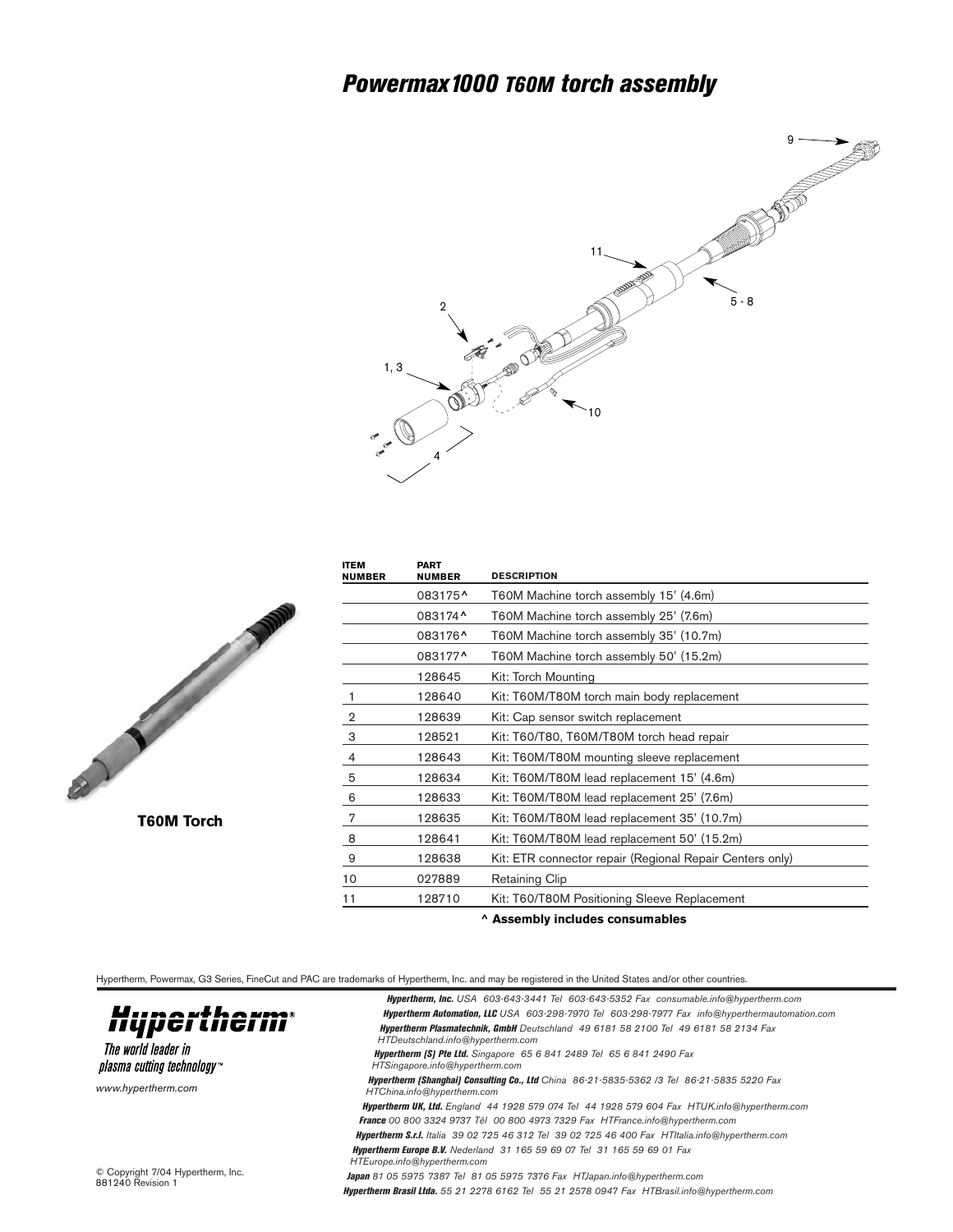# *Powermax1000 T60M torch assembly*

9

11

5 - 8

2

1, 3

10

4

T60M Torch

| ITEM NUMBER | PART NUMBER | DESCRIPTION |
|---|---|---|
| | 083175^ | T60M Machine torch assembly 15' (4.6m) |
| | 083174^ | T60M Machine torch assembly 25' (7.6m) |
| | 083176^ | T60M Machine torch assembly 35' (10.7m) |
| | 083177^ | T60M Machine torch assembly 50' (15.2m) |
| | 128645 | Kit: Torch Mounting |
| 1 | 128640 | Kit: T60M/T80M torch main body replacement |
| 2 | 128639 | Kit: Cap sensor switch replacement |
| 3 | 128521 | Kit: T60/T80, T60M/T80M torch head repair |
| 4 | 128643 | Kit: T60M/T80M mounting sleeve replacement |
| 5 | 128634 | Kit: T60M/T80M lead replacement 15' (4.6m) |
| 6 | 128633 | Kit: T60M/T80M lead replacement 25' (7.6m) |
| 7 | 128635 | Kit: T60M/T80M lead replacement 35' (10.7m) |
| 8 | 128641 | Kit: T60M/T80M lead replacement 50' (15.2m) |
| 9 | 128638 | Kit: ETR connector repair (Regional Repair Centers only) |
| 10 | 027889 | Retaining Clip |
| 11 | 128710 | Kit: T60/T80M Positioning Sleeve Replacement |

**^ Assembly includes consumables**

Hypertherm, Powermax, G3 Series, FineCut and PAC are trademarks of Hypertherm, Inc. and may be registered in the United States and/or other countries.

**Hypertherm®**

*The world leader in plasma cutting technology™*

*www.hypertherm.com*

© Copyright 7/04 Hypertherm, Inc.
881240 Revision 1

***Hypertherm, Inc.*** *USA 603-643-3441 Tel 603-643-5352 Fax consumable.info@hypertherm.com*
***Hypertherm Automation, LLC*** *USA 603-298-7970 Tel 603-298-7977 Fax info@hyperthermautomation.com*
***Hypertherm Plasmatechnik, GmbH*** *Deutschland 49 6181 58 2100 Tel 49 6181 58 2134 Fax HTDeutschland.info@hypertherm.com*
***Hypertherm (S) Pte Ltd.*** *Singapore 65 6 841 2489 Tel 65 6 841 2490 Fax HTSingapore.info@hypertherm.com*
***Hypertherm (Shanghai) Consulting Co., Ltd*** *China 86-21-5835-5362 /3 Tel 86-21-5835 5220 Fax HTChina.info@hypertherm.com*
***Hypertherm UK, Ltd.*** *England 44 1928 579 074 Tel 44 1928 579 604 Fax HTUK.info@hypertherm.com*
***France*** *00 800 3324 9737 Tél 00 800 4973 7329 Fax HTFrance.info@hypertherm.com*
***Hypertherm S.r.l.*** *Italia 39 02 725 46 312 Tel 39 02 725 46 400 Fax HTItalia.info@hypertherm.com*
***Hypertherm Europe B.V.*** *Nederland 31 165 59 69 07 Tel 31 165 59 69 01 Fax HTEurope.info@hypertherm.com*
***Japan*** *81 05 5975 7387 Tel 81 05 5975 7376 Fax HTJapan.info@hypertherm.com*
***Hypertherm Brasil Ltda.*** *55 21 2278 6162 Tel 55 21 2578 0947 Fax HTBrasil.info@hypertherm.com*